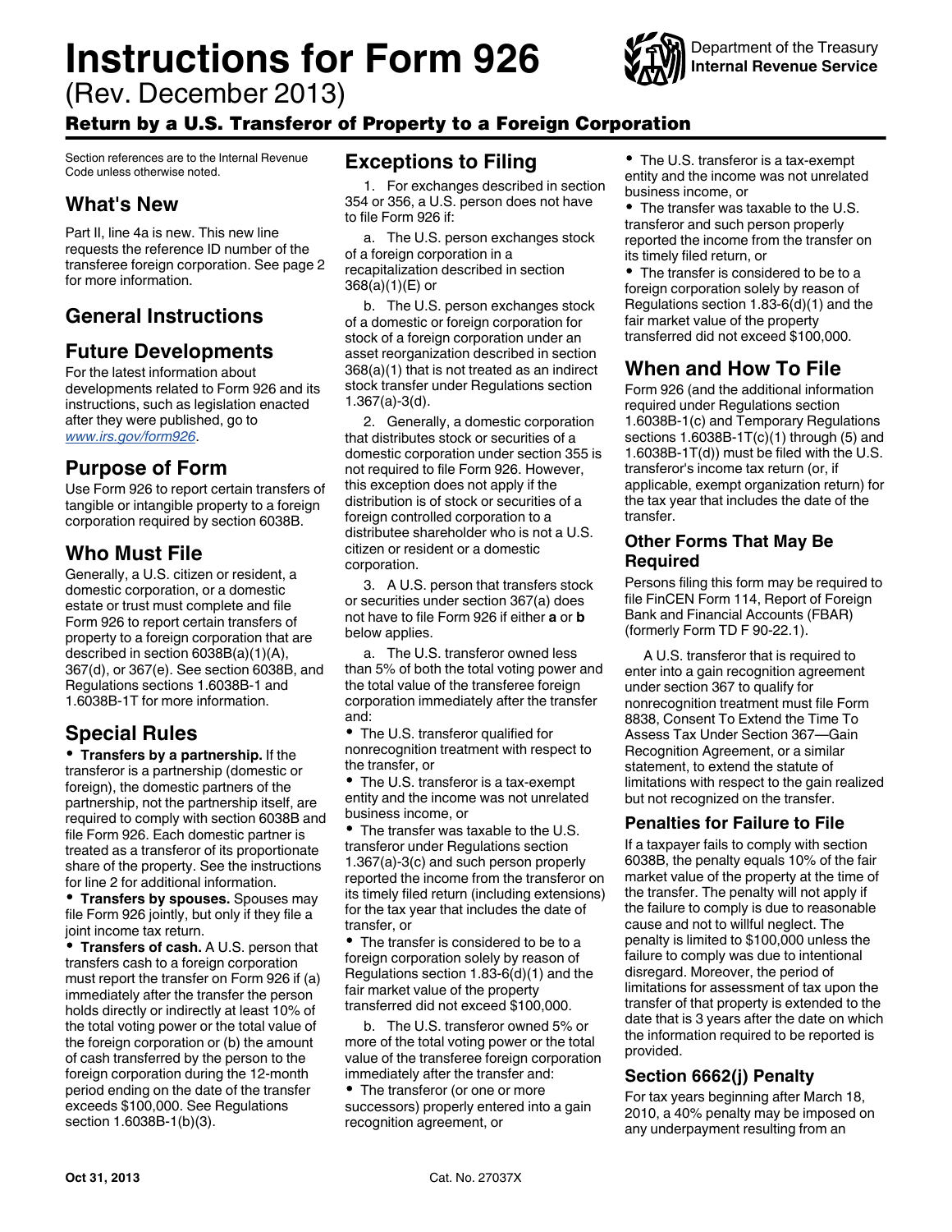# Instructions for Form 926

(Rev. December 2013)

## Return by a U.S. Transferor of Property to a Foreign Corporation

Department of the Treasury
Internal Revenue Service

Section references are to the Internal Revenue Code unless otherwise noted.

## What's New

Part II, line 4a is new. This new line requests the reference ID number of the transferee foreign corporation. See page 2 for more information.

## General Instructions

## Future Developments

For the latest information about developments related to Form 926 and its instructions, such as legislation enacted after they were published, go to *www.irs.gov/form926*.

## Purpose of Form

Use Form 926 to report certain transfers of tangible or intangible property to a foreign corporation required by section 6038B.

## Who Must File

Generally, a U.S. citizen or resident, a domestic corporation, or a domestic estate or trust must complete and file Form 926 to report certain transfers of property to a foreign corporation that are described in section 6038B(a)(1)(A), 367(d), or 367(e). See section 6038B, and Regulations sections 1.6038B-1 and 1.6038B-1T for more information.

## Special Rules

- **Transfers by a partnership.** If the transferor is a partnership (domestic or foreign), the domestic partners of the partnership, not the partnership itself, are required to comply with section 6038B and file Form 926. Each domestic partner is treated as a transferor of its proportionate share of the property. See the instructions for line 2 for additional information.
- **Transfers by spouses.** Spouses may file Form 926 jointly, but only if they file a joint income tax return.
- **Transfers of cash.** A U.S. person that transfers cash to a foreign corporation must report the transfer on Form 926 if (a) immediately after the transfer the person holds directly or indirectly at least 10% of the total voting power or the total value of the foreign corporation or (b) the amount of cash transferred by the person to the foreign corporation during the 12-month period ending on the date of the transfer exceeds $100,000. See Regulations section 1.6038B-1(b)(3).

## Exceptions to Filing

1. For exchanges described in section 354 or 356, a U.S. person does not have to file Form 926 if:

a. The U.S. person exchanges stock of a foreign corporation in a recapitalization described in section 368(a)(1)(E) or

b. The U.S. person exchanges stock of a domestic or foreign corporation for stock of a foreign corporation under an asset reorganization described in section 368(a)(1) that is not treated as an indirect stock transfer under Regulations section 1.367(a)-3(d).

2. Generally, a domestic corporation that distributes stock or securities of a domestic corporation under section 355 is not required to file Form 926. However, this exception does not apply if the distribution is of stock or securities of a foreign controlled corporation to a distributee shareholder who is not a U.S. citizen or resident or a domestic corporation.

3. A U.S. person that transfers stock or securities under section 367(a) does not have to file Form 926 if either **a** or **b** below applies.

a. The U.S. transferor owned less than 5% of both the total voting power and the total value of the transferee foreign corporation immediately after the transfer and:

- The U.S. transferor qualified for nonrecognition treatment with respect to the transfer, or
- The U.S. transferor is a tax-exempt entity and the income was not unrelated business income, or
- The transfer was taxable to the U.S. transferor under Regulations section 1.367(a)-3(c) and such person properly reported the income from the transferor on its timely filed return (including extensions) for the tax year that includes the date of transfer, or
- The transfer is considered to be to a foreign corporation solely by reason of Regulations section 1.83-6(d)(1) and the fair market value of the property transferred did not exceed $100,000.

b. The U.S. transferor owned 5% or more of the total voting power or the total value of the transferee foreign corporation immediately after the transfer and:

- The transferor (or one or more successors) properly entered into a gain recognition agreement, or
- The U.S. transferor is a tax-exempt entity and the income was not unrelated business income, or
- The transfer was taxable to the U.S. transferor and such person properly reported the income from the transfer on its timely filed return, or
- The transfer is considered to be to a foreign corporation solely by reason of Regulations section 1.83-6(d)(1) and the fair market value of the property transferred did not exceed $100,000.

## When and How To File

Form 926 (and the additional information required under Regulations section 1.6038B-1(c) and Temporary Regulations sections 1.6038B-1T(c)(1) through (5) and 1.6038B-1T(d)) must be filed with the U.S. transferor's income tax return (or, if applicable, exempt organization return) for the tax year that includes the date of the transfer.

### Other Forms That May Be Required

Persons filing this form may be required to file FinCEN Form 114, Report of Foreign Bank and Financial Accounts (FBAR) (formerly Form TD F 90-22.1).

A U.S. transferor that is required to enter into a gain recognition agreement under section 367 to qualify for nonrecognition treatment must file Form 8838, Consent To Extend the Time To Assess Tax Under Section 367—Gain Recognition Agreement, or a similar statement, to extend the statute of limitations with respect to the gain realized but not recognized on the transfer.

### Penalties for Failure to File

If a taxpayer fails to comply with section 6038B, the penalty equals 10% of the fair market value of the property at the time of the transfer. The penalty will not apply if the failure to comply is due to reasonable cause and not to willful neglect. The penalty is limited to $100,000 unless the failure to comply was due to intentional disregard. Moreover, the period of limitations for assessment of tax upon the transfer of that property is extended to the date that is 3 years after the date on which the information required to be reported is provided.

### Section 6662(j) Penalty

For tax years beginning after March 18, 2010, a 40% penalty may be imposed on any underpayment resulting from an

Oct 31, 2013 Cat. No. 27037X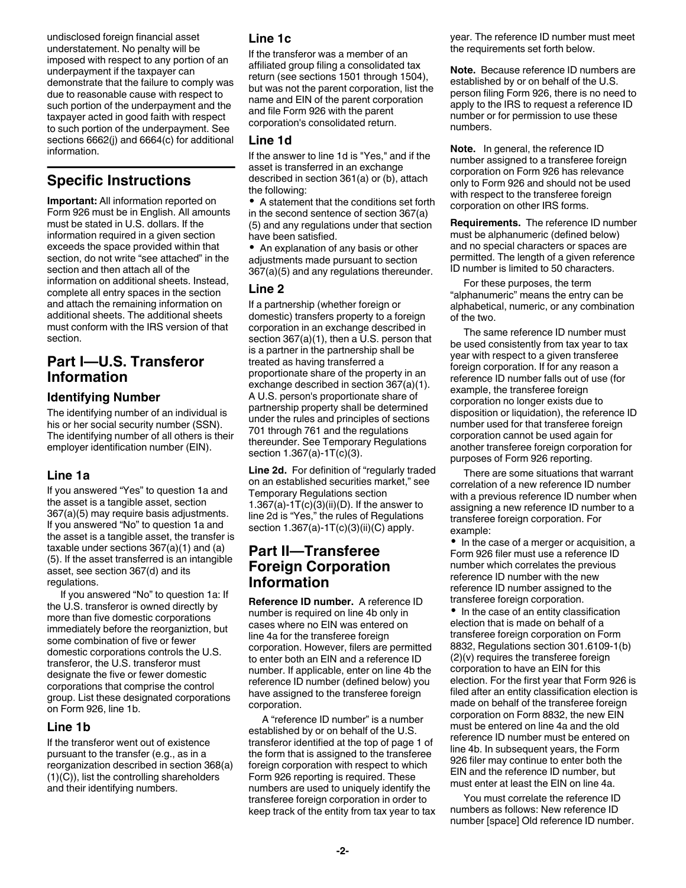undisclosed foreign financial asset understatement. No penalty will be imposed with respect to any portion of an underpayment if the taxpayer can demonstrate that the failure to comply was due to reasonable cause with respect to such portion of the underpayment and the taxpayer acted in good faith with respect to such portion of the underpayment. See sections 6662(j) and 6664(c) for additional information.

## Specific Instructions

**Important:** All information reported on Form 926 must be in English. All amounts must be stated in U.S. dollars. If the information required in a given section exceeds the space provided within that section, do not write "see attached" in the section and then attach all of the information on additional sheets. Instead, complete all entry spaces in the section and attach the remaining information on additional sheets. The additional sheets must conform with the IRS version of that section.

## Part I—U.S. Transferor Information

### Identifying Number

The identifying number of an individual is his or her social security number (SSN). The identifying number of all others is their employer identification number (EIN).

### Line 1a

If you answered "Yes" to question 1a and the asset is a tangible asset, section 367(a)(5) may require basis adjustments. If you answered "No" to question 1a and the asset is a tangible asset, the transfer is taxable under sections 367(a)(1) and (a)(5). If the asset transferred is an intangible asset, see section 367(d) and its regulations.

If you answered "No" to question 1a: If the U.S. transferor is owned directly by more than five domestic corporations immediately before the reorganiztion, but some combination of five or fewer domestic corporations controls the U.S. transferor, the U.S. transferor must designate the five or fewer domestic corporations that comprise the control group. List these designated corporations on Form 926, line 1b.

### Line 1b

If the transferor went out of existence pursuant to the transfer (e.g., as in a reorganization described in section 368(a)(1)(C)), list the controlling shareholders and their identifying numbers.

### Line 1c

If the transferor was a member of an affiliated group filing a consolidated tax return (see sections 1501 through 1504), but was not the parent corporation, list the name and EIN of the parent corporation and file Form 926 with the parent corporation's consolidated return.

### Line 1d

If the answer to line 1d is "Yes," and if the asset is transferred in an exchange described in section 361(a) or (b), attach the following:

- A statement that the conditions set forth in the second sentence of section 367(a)(5) and any regulations under that section have been satisfied.
- An explanation of any basis or other adjustments made pursuant to section 367(a)(5) and any regulations thereunder.

### Line 2

If a partnership (whether foreign or domestic) transfers property to a foreign corporation in an exchange described in section 367(a)(1), then a U.S. person that is a partner in the partnership shall be treated as having transferred a proportionate share of the property in an exchange described in section 367(a)(1). A U.S. person's proportionate share of partnership property shall be determined under the rules and principles of sections 701 through 761 and the regulations thereunder. See Temporary Regulations section 1.367(a)-1T(c)(3).

**Line 2d.** For definition of "regularly traded on an established securities market," see Temporary Regulations section 1.367(a)-1T(c)(3)(ii)(D). If the answer to line 2d is "Yes," the rules of Regulations section 1.367(a)-1T(c)(3)(ii)(C) apply.

## Part II—Transferee Foreign Corporation Information

**Reference ID number.** A reference ID number is required on line 4b only in cases where no EIN was entered on line 4a for the transferee foreign corporation. However, filers are permitted to enter both an EIN and a reference ID number. If applicable, enter on line 4b the reference ID number (defined below) you have assigned to the transferee foreign corporation.

A "reference ID number" is a number established by or on behalf of the U.S. transferor identified at the top of page 1 of the form that is assigned to the transferee foreign corporation with respect to which Form 926 reporting is required. These numbers are used to uniquely identify the transferee foreign corporation in order to keep track of the entity from tax year to tax year. The reference ID number must meet the requirements set forth below.

**Note.** Because reference ID numbers are established by or on behalf of the U.S. person filing Form 926, there is no need to apply to the IRS to request a reference ID number or for permission to use these numbers.

**Note.** In general, the reference ID number assigned to a transferee foreign corporation on Form 926 has relevance only to Form 926 and should not be used with respect to the transferee foreign corporation on other IRS forms.

**Requirements.** The reference ID number must be alphanumeric (defined below) and no special characters or spaces are permitted. The length of a given reference ID number is limited to 50 characters.

For these purposes, the term "alphanumeric" means the entry can be alphabetical, numeric, or any combination of the two.

The same reference ID number must be used consistently from tax year to tax year with respect to a given transferee foreign corporation. If for any reason a reference ID number falls out of use (for example, the transferee foreign corporation no longer exists due to disposition or liquidation), the reference ID number used for that transferee foreign corporation cannot be used again for another transferee foreign corporation for purposes of Form 926 reporting.

There are some situations that warrant correlation of a new reference ID number with a previous reference ID number when assigning a new reference ID number to a transferee foreign corporation. For example:

- In the case of a merger or acquisition, a Form 926 filer must use a reference ID number which correlates the previous reference ID number with the new reference ID number assigned to the transferee foreign corporation.
- In the case of an entity classification election that is made on behalf of a transferee foreign corporation on Form 8832, Regulations section 301.6109-1(b)(2)(v) requires the transferee foreign corporation to have an EIN for this election. For the first year that Form 926 is filed after an entity classification election is made on behalf of the transferee foreign corporation on Form 8832, the new EIN must be entered on line 4a and the old reference ID number must be entered on line 4b. In subsequent years, the Form 926 filer may continue to enter both the EIN and the reference ID number, but must enter at least the EIN on line 4a.

You must correlate the reference ID numbers as follows: New reference ID number [space] Old reference ID number.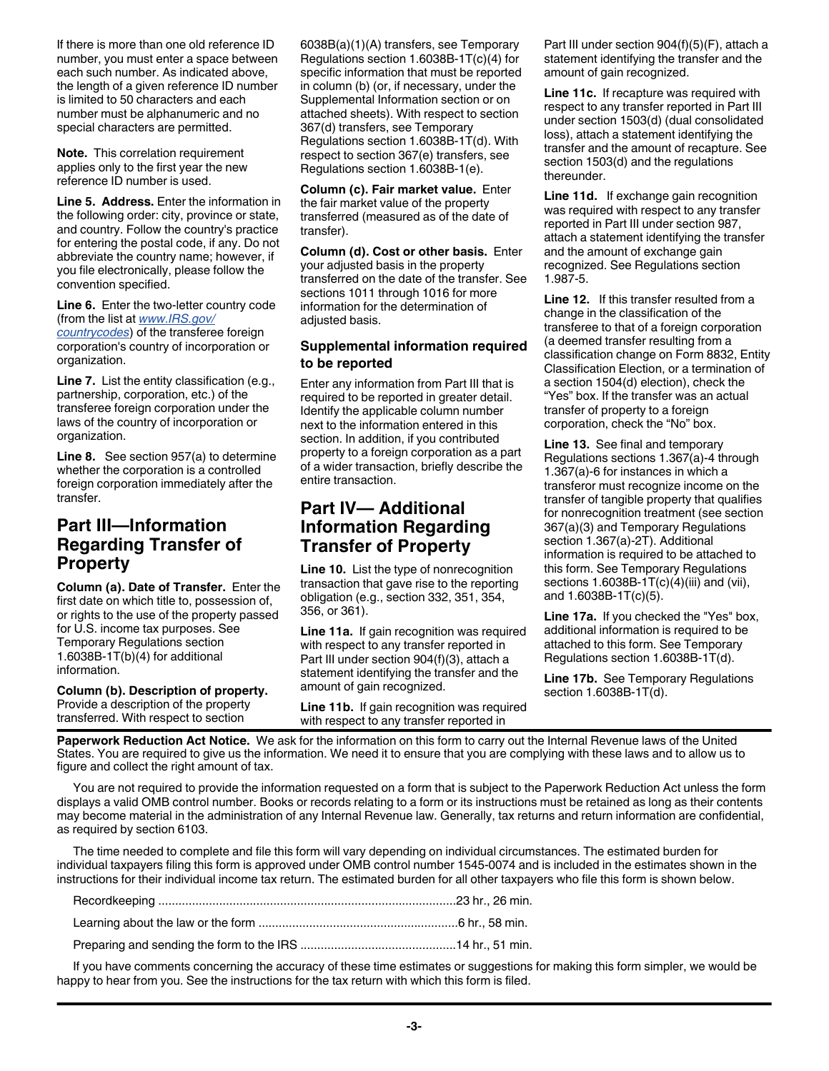If there is more than one old reference ID number, you must enter a space between each such number. As indicated above, the length of a given reference ID number is limited to 50 characters and each number must be alphanumeric and no special characters are permitted.

**Note.** This correlation requirement applies only to the first year the new reference ID number is used.

**Line 5. Address.** Enter the information in the following order: city, province or state, and country. Follow the country's practice for entering the postal code, if any. Do not abbreviate the country name; however, if you file electronically, please follow the convention specified.

**Line 6.** Enter the two-letter country code (from the list at *www.IRS.gov/countrycodes*) of the transferee foreign corporation's country of incorporation or organization.

**Line 7.** List the entity classification (e.g., partnership, corporation, etc.) of the transferee foreign corporation under the laws of the country of incorporation or organization.

**Line 8.** See section 957(a) to determine whether the corporation is a controlled foreign corporation immediately after the transfer.

## Part III—Information Regarding Transfer of Property

**Column (a). Date of Transfer.** Enter the first date on which title to, possession of, or rights to the use of the property passed for U.S. income tax purposes. See Temporary Regulations section 1.6038B-1T(b)(4) for additional information.

**Column (b). Description of property.** Provide a description of the property transferred. With respect to section 6038B(a)(1)(A) transfers, see Temporary Regulations section 1.6038B-1T(c)(4) for specific information that must be reported in column (b) (or, if necessary, under the Supplemental Information section or on attached sheets). With respect to section 367(d) transfers, see Temporary Regulations section 1.6038B-1T(d). With respect to section 367(e) transfers, see Regulations section 1.6038B-1(e).

**Column (c). Fair market value.** Enter the fair market value of the property transferred (measured as of the date of transfer).

**Column (d). Cost or other basis.** Enter your adjusted basis in the property transferred on the date of the transfer. See sections 1011 through 1016 for more information for the determination of adjusted basis.

### Supplemental information required to be reported

Enter any information from Part III that is required to be reported in greater detail. Identify the applicable column number next to the information entered in this section. In addition, if you contributed property to a foreign corporation as a part of a wider transaction, briefly describe the entire transaction.

## Part IV— Additional Information Regarding Transfer of Property

**Line 10.** List the type of nonrecognition transaction that gave rise to the reporting obligation (e.g., section 332, 351, 354, 356, or 361).

**Line 11a.** If gain recognition was required with respect to any transfer reported in Part III under section 904(f)(3), attach a statement identifying the transfer and the amount of gain recognized.

**Line 11b.** If gain recognition was required with respect to any transfer reported in Part III under section 904(f)(5)(F), attach a statement identifying the transfer and the amount of gain recognized.

**Line 11c.** If recapture was required with respect to any transfer reported in Part III under section 1503(d) (dual consolidated loss), attach a statement identifying the transfer and the amount of recapture. See section 1503(d) and the regulations thereunder.

**Line 11d.** If exchange gain recognition was required with respect to any transfer reported in Part III under section 987, attach a statement identifying the transfer and the amount of exchange gain recognized. See Regulations section 1.987-5.

**Line 12.** If this transfer resulted from a change in the classification of the transferee to that of a foreign corporation (a deemed transfer resulting from a classification change on Form 8832, Entity Classification Election, or a termination of a section 1504(d) election), check the "Yes" box. If the transfer was an actual transfer of property to a foreign corporation, check the "No" box.

**Line 13.** See final and temporary Regulations sections 1.367(a)-4 through 1.367(a)-6 for instances in which a transferor must recognize income on the transfer of tangible property that qualifies for nonrecognition treatment (see section 367(a)(3) and Temporary Regulations section 1.367(a)-2T). Additional information is required to be attached to this form. See Temporary Regulations sections 1.6038B-1T(c)(4)(iii) and (vii), and 1.6038B-1T(c)(5).

**Line 17a.** If you checked the "Yes" box, additional information is required to be attached to this form. See Temporary Regulations section 1.6038B-1T(d).

**Line 17b.** See Temporary Regulations section 1.6038B-1T(d).

**Paperwork Reduction Act Notice.** We ask for the information on this form to carry out the Internal Revenue laws of the United States. You are required to give us the information. We need it to ensure that you are complying with these laws and to allow us to figure and collect the right amount of tax.

You are not required to provide the information requested on a form that is subject to the Paperwork Reduction Act unless the form displays a valid OMB control number. Books or records relating to a form or its instructions must be retained as long as their contents may become material in the administration of any Internal Revenue law. Generally, tax returns and return information are confidential, as required by section 6103.

The time needed to complete and file this form will vary depending on individual circumstances. The estimated burden for individual taxpayers filing this form is approved under OMB control number 1545-0074 and is included in the estimates shown in the instructions for their individual income tax return. The estimated burden for all other taxpayers who file this form is shown below.

Recordkeeping .......................................................................................23 hr., 26 min.

Learning about the law or the form ...........................................................6 hr., 58 min.

Preparing and sending the form to the IRS ..............................................14 hr., 51 min.

If you have comments concerning the accuracy of these time estimates or suggestions for making this form simpler, we would be happy to hear from you. See the instructions for the tax return with which this form is filed.